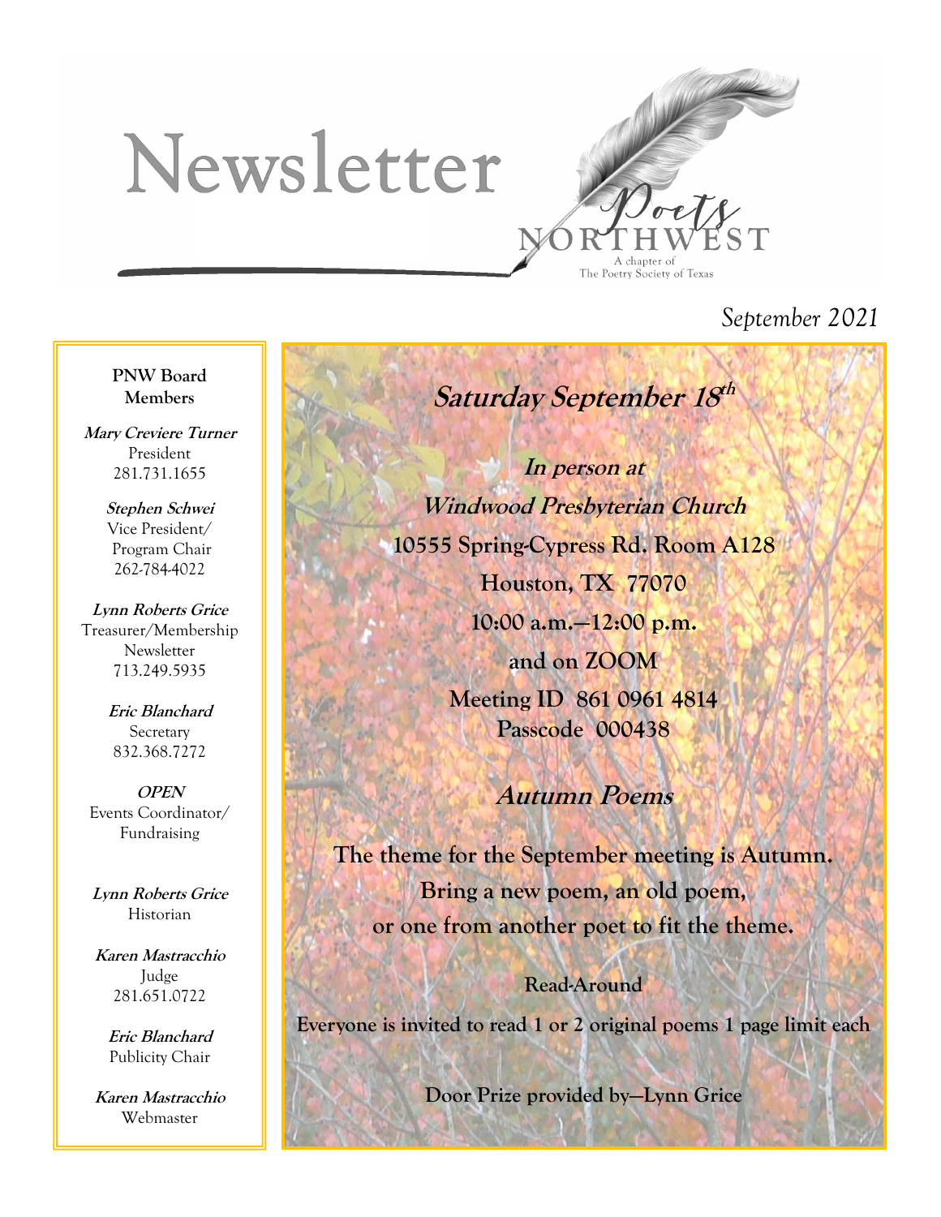# Newsletter

Poets NORTHWEST
A chapter of The Poetry Society of Texas

*September 2021*

**PNW Board Members**

***Mary Creviere Turner***
President
281.731.1655

***Stephen Schwei***
Vice President/ Program Chair
262-784-4022

***Lynn Roberts Grice***
Treasurer/Membership
Newsletter
713.249.5935

***Eric Blanchard***
Secretary
832.368.7272

***OPEN***
Events Coordinator/ Fundraising

***Lynn Roberts Grice***
Historian

***Karen Mastracchio***
Judge
281.651.0722

***Eric Blanchard***
Publicity Chair

***Karen Mastracchio***
Webmaster

## *Saturday September 18th*

***In person at***
***Windwood Presbyterian Church***
**10555 Spring-Cypress Rd. Room A128**
**Houston, TX 77070**
**10:00 a.m.—12:00 p.m.**
**and on ZOOM**
**Meeting ID 861 0961 4814**
**Passcode 000438**

## *Autumn Poems*

**The theme for the September meeting is Autumn. Bring a new poem, an old poem, or one from another poet to fit the theme.**

**Read-Around**

**Everyone is invited to read 1 or 2 original poems 1 page limit each**

**Door Prize provided by—Lynn Grice**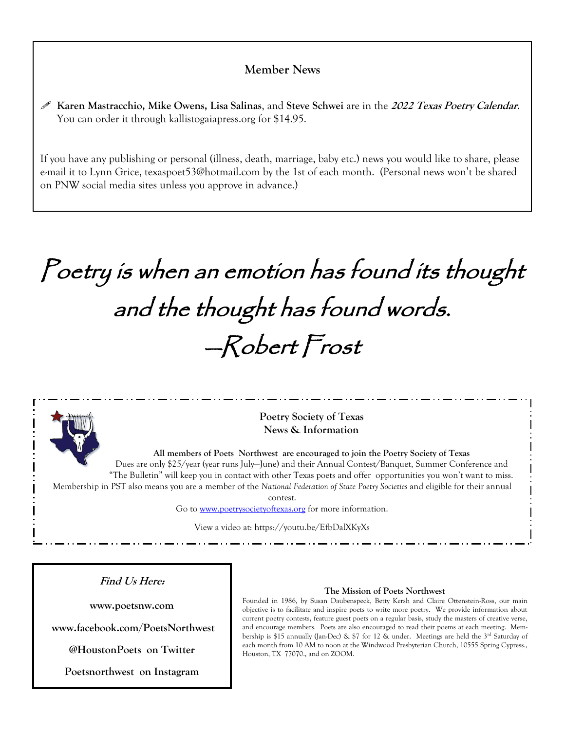## Member News

✐ **Karen Mastracchio, Mike Owens, Lisa Salinas**, and **Steve Schwei** are in the ***2022 Texas Poetry Calendar***. You can order it through kallistogaiapress.org for $14.95.

If you have any publishing or personal (illness, death, marriage, baby etc.) news you would like to share, please e-mail it to Lynn Grice, texaspoet53@hotmail.com by the 1st of each month. (Personal news won't be shared on PNW social media sites unless you approve in advance.)

*Poetry is when an emotion has found its thought and the thought has found words.*

*—Robert Frost*

**Poetry Society of Texas**
**News & Information**

**All members of Poets Northwest are encouraged to join the Poetry Society of Texas**

Dues are only $25/year (year runs July—June) and their Annual Contest/Banquet, Summer Conference and "The Bulletin" will keep you in contact with other Texas poets and offer opportunities you won't want to miss. Membership in PST also means you are a member of the *National Federation of State Poetry Societies* and eligible for their annual contest.

Go to www.poetrysocietyoftexas.org for more information.

View a video at: https://youtu.be/EfbDalXKyXs

***Find Us Here:***

**www.poetsnw.com**

**www.facebook.com/PoetsNorthwest**

**@HoustonPoets on Twitter**

**Poetsnorthwest on Instagram**

**The Mission of Poets Northwest**

Founded in 1986, by Susan Daubenspeck, Betty Kersh and Claire Ottenstein-Ross, our main objective is to facilitate and inspire poets to write more poetry. We provide information about current poetry contests, feature guest poets on a regular basis, study the masters of creative verse, and encourage members. Poets are also encouraged to read their poems at each meeting. Membership is $15 annually (Jan-Dec) & $7 for 12 & under. Meetings are held the 3rd Saturday of each month from 10 AM to noon at the Windwood Presbyterian Church, 10555 Spring Cypress., Houston, TX 77070., and on ZOOM.